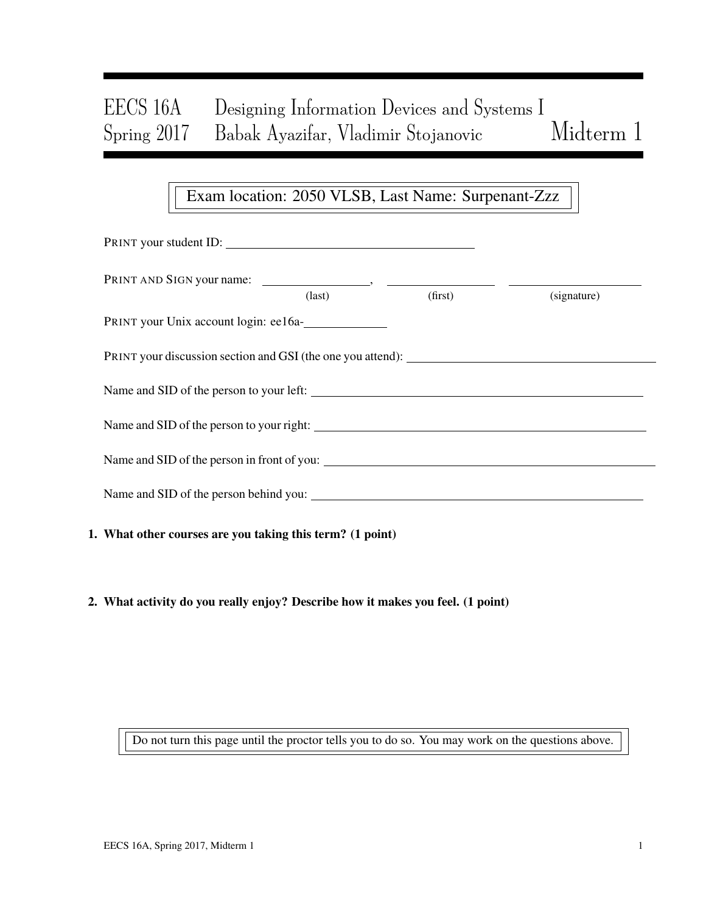# EECS 16A Designing Information Devices and Systems I
## Spring 2017 Babak Ayazifar, Vladimir Stojanovic — Midterm 1

Exam location: 2050 VLSB, Last Name: Surpenant-Zzz

PRINT your student ID: ______________________________

PRINT AND SIGN your name: ________________, ________________ ________________
(last) (first) (signature)

PRINT your Unix account login: ee16a-____________

PRINT your discussion section and GSI (the one you attend): ______________________________

Name and SID of the person to your left: ______________________________

Name and SID of the person to your right: ______________________________

Name and SID of the person in front of you: ______________________________

Name and SID of the person behind you: ______________________________

**1. What other courses are you taking this term? (1 point)**

**2. What activity do you really enjoy? Describe how it makes you feel. (1 point)**

Do not turn this page until the proctor tells you to do so. You may work on the questions above.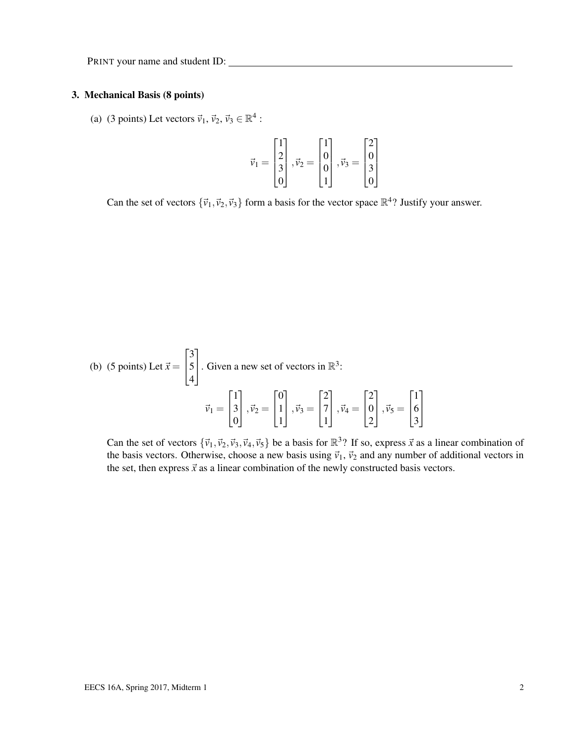PRINT your name and student ID: ____________________

### 3. Mechanical Basis (8 points)

(a) (3 points) Let vectors $\vec{v}_1$, $\vec{v}_2$, $\vec{v}_3 \in \mathbb{R}^4$ :

$$\vec{v}_1 = \begin{bmatrix} 1 \\ 2 \\ 3 \\ 0 \end{bmatrix}, \vec{v}_2 = \begin{bmatrix} 1 \\ 0 \\ 0 \\ 1 \end{bmatrix}, \vec{v}_3 = \begin{bmatrix} 2 \\ 0 \\ 3 \\ 0 \end{bmatrix}$$

Can the set of vectors $\{\vec{v}_1, \vec{v}_2, \vec{v}_3\}$ form a basis for the vector space $\mathbb{R}^4$? Justify your answer.

(b) (5 points) Let $\vec{x} = \begin{bmatrix} 3 \\ 5 \\ 4 \end{bmatrix}$. Given a new set of vectors in $\mathbb{R}^3$:

$$\vec{v}_1 = \begin{bmatrix} 1 \\ 3 \\ 0 \end{bmatrix}, \vec{v}_2 = \begin{bmatrix} 0 \\ 1 \\ 1 \end{bmatrix}, \vec{v}_3 = \begin{bmatrix} 2 \\ 7 \\ 1 \end{bmatrix}, \vec{v}_4 = \begin{bmatrix} 2 \\ 0 \\ 2 \end{bmatrix}, \vec{v}_5 = \begin{bmatrix} 1 \\ 6 \\ 3 \end{bmatrix}$$

Can the set of vectors $\{\vec{v}_1, \vec{v}_2, \vec{v}_3, \vec{v}_4, \vec{v}_5\}$ be a basis for $\mathbb{R}^3$? If so, express $\vec{x}$ as a linear combination of the basis vectors. Otherwise, choose a new basis using $\vec{v}_1$, $\vec{v}_2$ and any number of additional vectors in the set, then express $\vec{x}$ as a linear combination of the newly constructed basis vectors.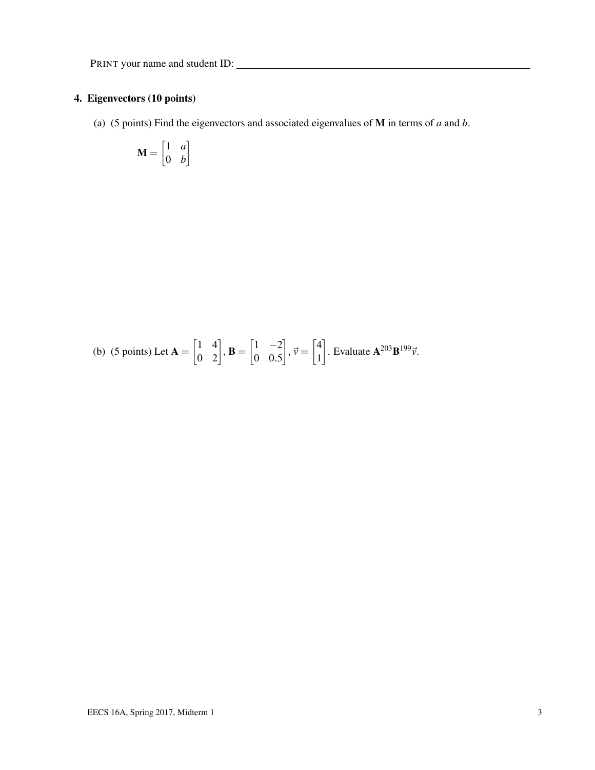PRINT your name and student ID: ______________________________

### 4. Eigenvectors (10 points)

(a) (5 points) Find the eigenvectors and associated eigenvalues of $\mathbf{M}$ in terms of $a$ and $b$.

$$\mathbf{M} = \begin{bmatrix} 1 & a \\ 0 & b \end{bmatrix}$$

(b) (5 points) Let $\mathbf{A} = \begin{bmatrix} 1 & 4 \\ 0 & 2 \end{bmatrix}$, $\mathbf{B} = \begin{bmatrix} 1 & -2 \\ 0 & 0.5 \end{bmatrix}$, $\vec{v} = \begin{bmatrix} 4 \\ 1 \end{bmatrix}$. Evaluate $\mathbf{A}^{203}\mathbf{B}^{199}\vec{v}$.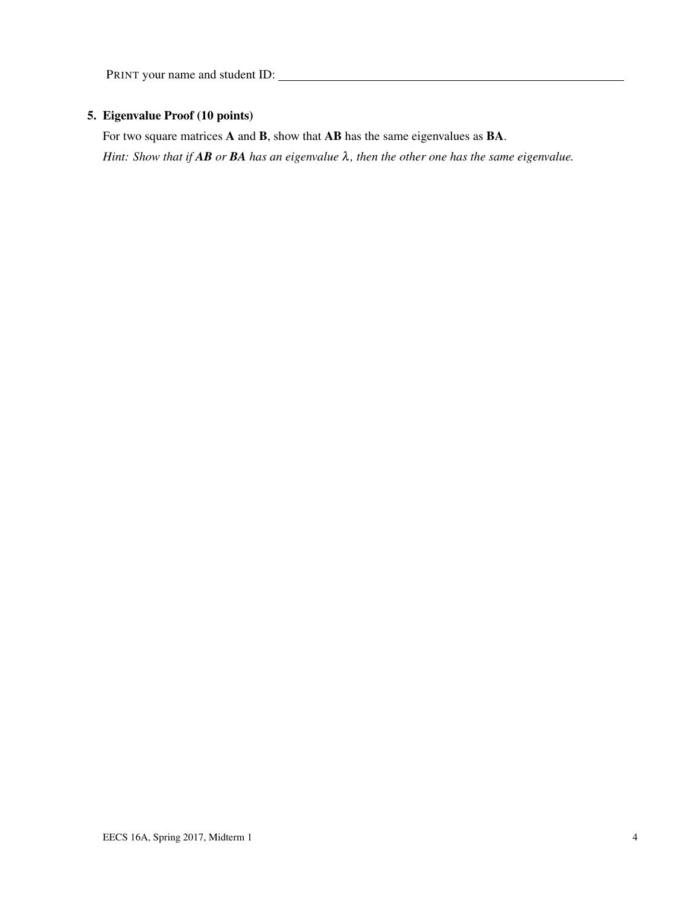PRINT your name and student ID: ________________________________________

## 5. Eigenvalue Proof (10 points)

For two square matrices **A** and **B**, show that **AB** has the same eigenvalues as **BA**.

*Hint: Show that if **AB** or **BA** has an eigenvalue $\lambda$, then the other one has the same eigenvalue.*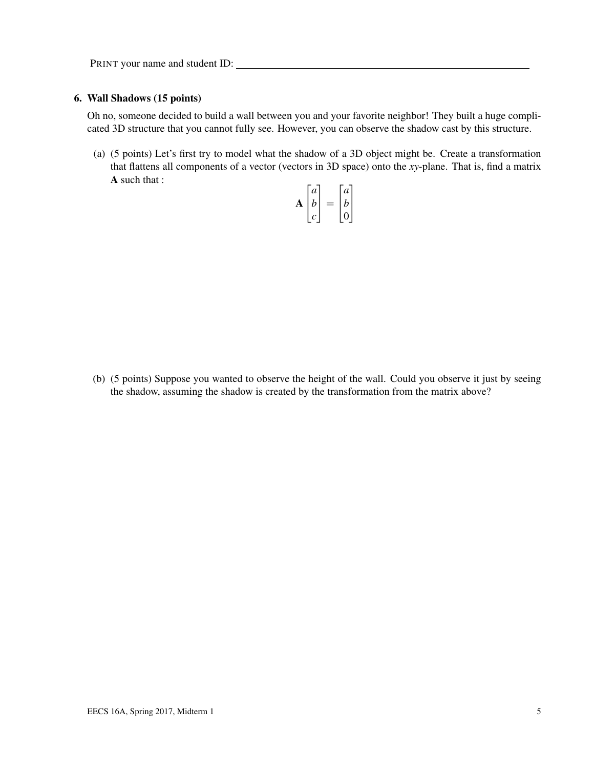PRINT your name and student ID: ______________________________

**6. Wall Shadows (15 points)**

Oh no, someone decided to build a wall between you and your favorite neighbor! They built a huge complicated 3D structure that you cannot fully see. However, you can observe the shadow cast by this structure.

(a) (5 points) Let's first try to model what the shadow of a 3D object might be. Create a transformation that flattens all components of a vector (vectors in 3D space) onto the *xy*-plane. That is, find a matrix $\mathbf{A}$ such that :

$$\mathbf{A}\begin{bmatrix} a \\ b \\ c \end{bmatrix} = \begin{bmatrix} a \\ b \\ 0 \end{bmatrix}$$

(b) (5 points) Suppose you wanted to observe the height of the wall. Could you observe it just by seeing the shadow, assuming the shadow is created by the transformation from the matrix above?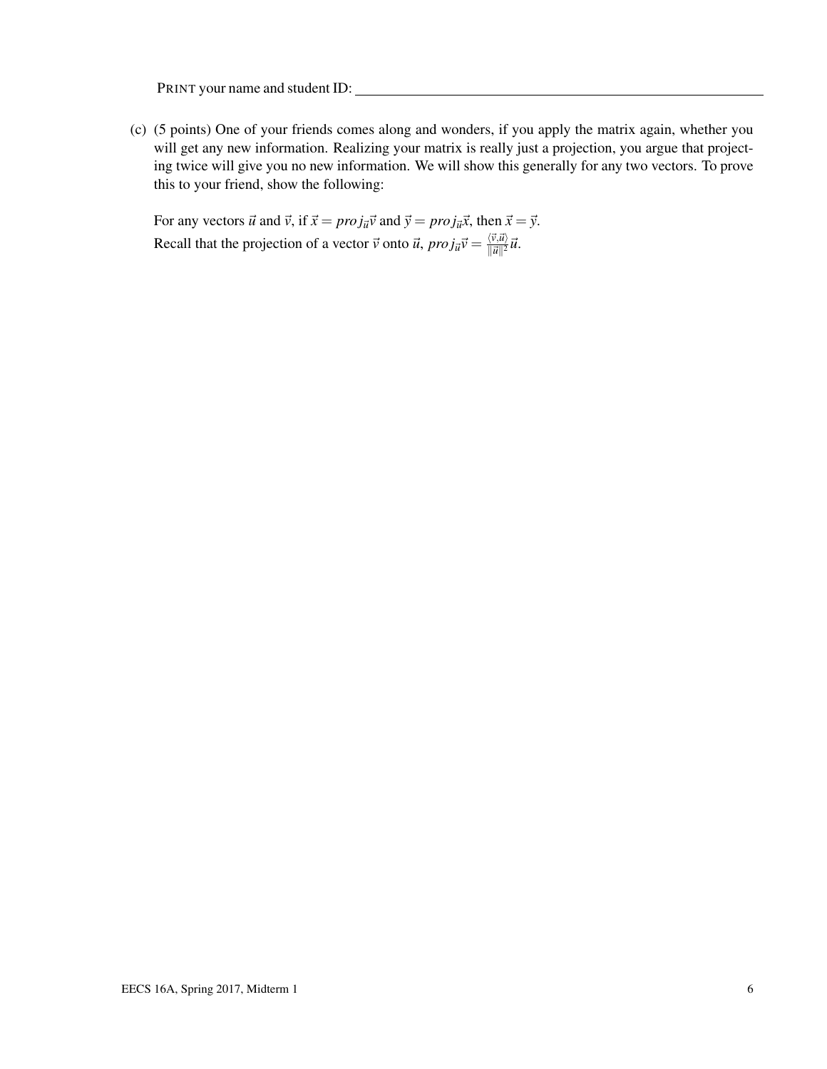PRINT your name and student ID: ____________________

(c) (5 points) One of your friends comes along and wonders, if you apply the matrix again, whether you will get any new information. Realizing your matrix is really just a projection, you argue that projecting twice will give you no new information. We will show this generally for any two vectors. To prove this to your friend, show the following:

For any vectors $\vec{u}$ and $\vec{v}$, if $\vec{x} = proj_{\vec{u}}\vec{v}$ and $\vec{y} = proj_{\vec{u}}\vec{x}$, then $\vec{x} = \vec{y}$.
Recall that the projection of a vector $\vec{v}$ onto $\vec{u}$, $proj_{\vec{u}}\vec{v} = \frac{\langle \vec{v}, \vec{u} \rangle}{\|\vec{u}\|^2}\vec{u}$.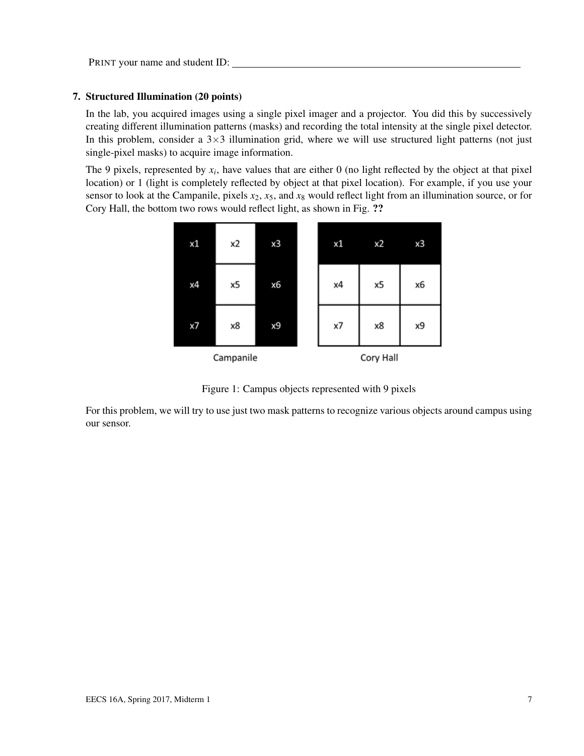PRINT your name and student ID: ____________________

### 7. Structured Illumination (20 points)

In the lab, you acquired images using a single pixel imager and a projector. You did this by successively creating different illumination patterns (masks) and recording the total intensity at the single pixel detector. In this problem, consider a 3×3 illumination grid, where we will use structured light patterns (not just single-pixel masks) to acquire image information.

The 9 pixels, represented by $x_i$, have values that are either 0 (no light reflected by the object at that pixel location) or 1 (light is completely reflected by object at that pixel location). For example, if you use your sensor to look at the Campanile, pixels $x_2$, $x_5$, and $x_8$ would reflect light from an illumination source, or for Cory Hall, the bottom two rows would reflect light, as shown in Fig. **??**

Campanile:

| | | |
|---|---|---|
| x1 | x2 | x3 |
| x4 | x5 | x6 |
| x7 | x8 | x9 |

Cory Hall:

| | | |
|---|---|---|
| x1 | x2 | x3 |
| x4 | x5 | x6 |
| x7 | x8 | x9 |

Figure 1: Campus objects represented with 9 pixels

For this problem, we will try to use just two mask patterns to recognize various objects around campus using our sensor.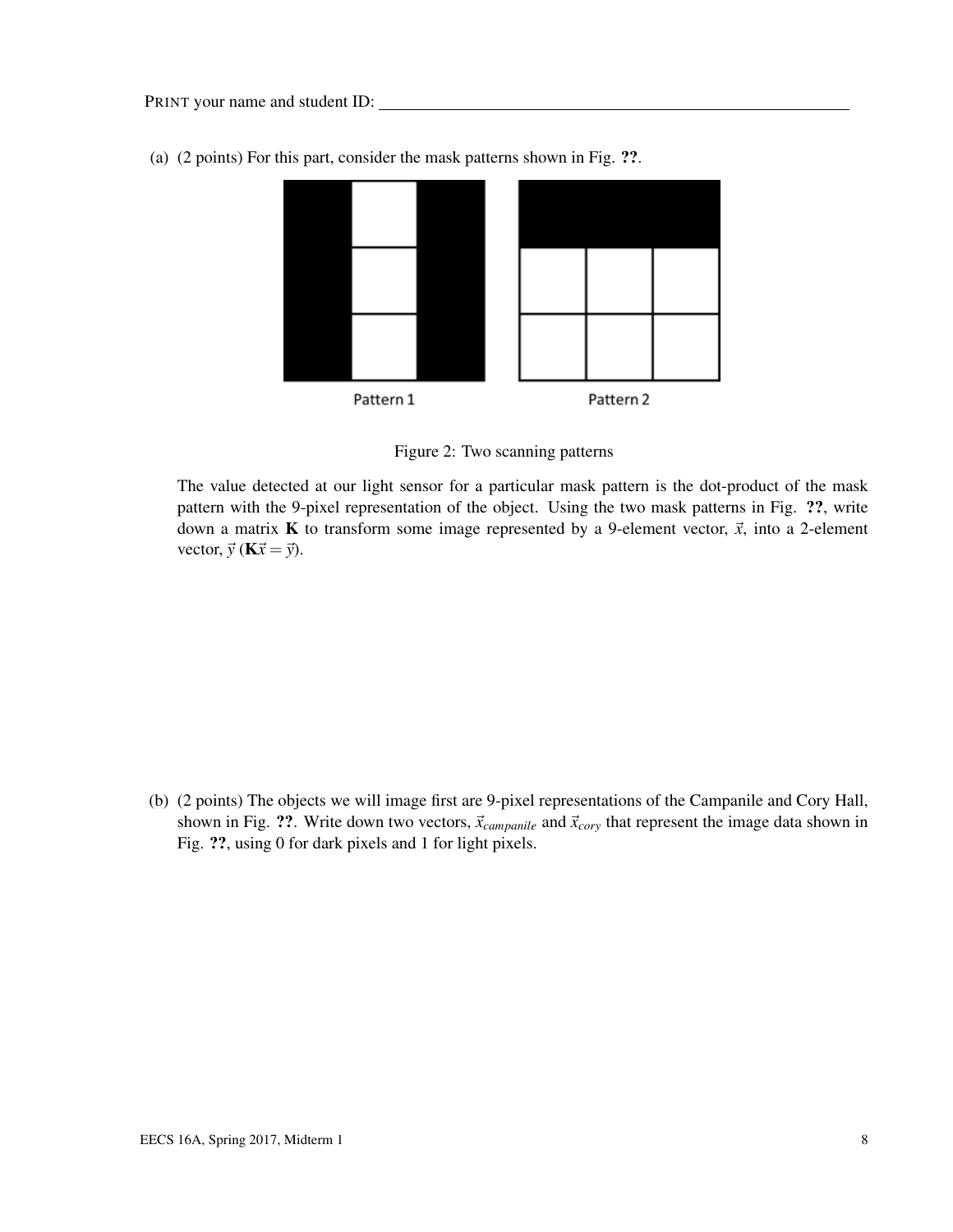(a) (2 points) For this part, consider the mask patterns shown in Fig. **??**.

Pattern 1 Pattern 2

Figure 2: Two scanning patterns

The value detected at our light sensor for a particular mask pattern is the dot-product of the mask pattern with the 9-pixel representation of the object. Using the two mask patterns in Fig. **??**, write down a matrix $\mathbf{K}$ to transform some image represented by a 9-element vector, $\vec{x}$, into a 2-element vector, $\vec{y}$ ($\mathbf{K}\vec{x} = \vec{y}$).

(b) (2 points) The objects we will image first are 9-pixel representations of the Campanile and Cory Hall, shown in Fig. **??**. Write down two vectors, $\vec{x}_{campanile}$ and $\vec{x}_{cory}$ that represent the image data shown in Fig. **??**, using 0 for dark pixels and 1 for light pixels.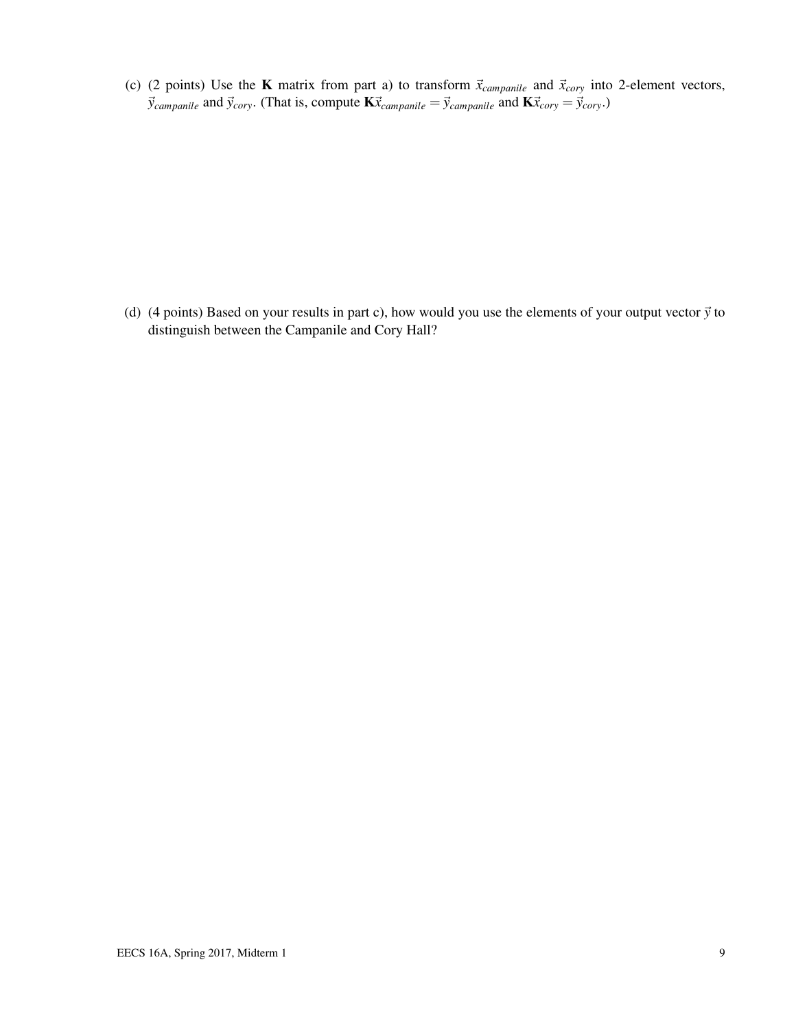(c) (2 points) Use the **K** matrix from part a) to transform $\vec{x}_{campanile}$ and $\vec{x}_{cory}$ into 2-element vectors, $\vec{y}_{campanile}$ and $\vec{y}_{cory}$. (That is, compute $\mathbf{K}\vec{x}_{campanile} = \vec{y}_{campanile}$ and $\mathbf{K}\vec{x}_{cory} = \vec{y}_{cory}$.)

(d) (4 points) Based on your results in part c), how would you use the elements of your output vector $\vec{y}$ to distinguish between the Campanile and Cory Hall?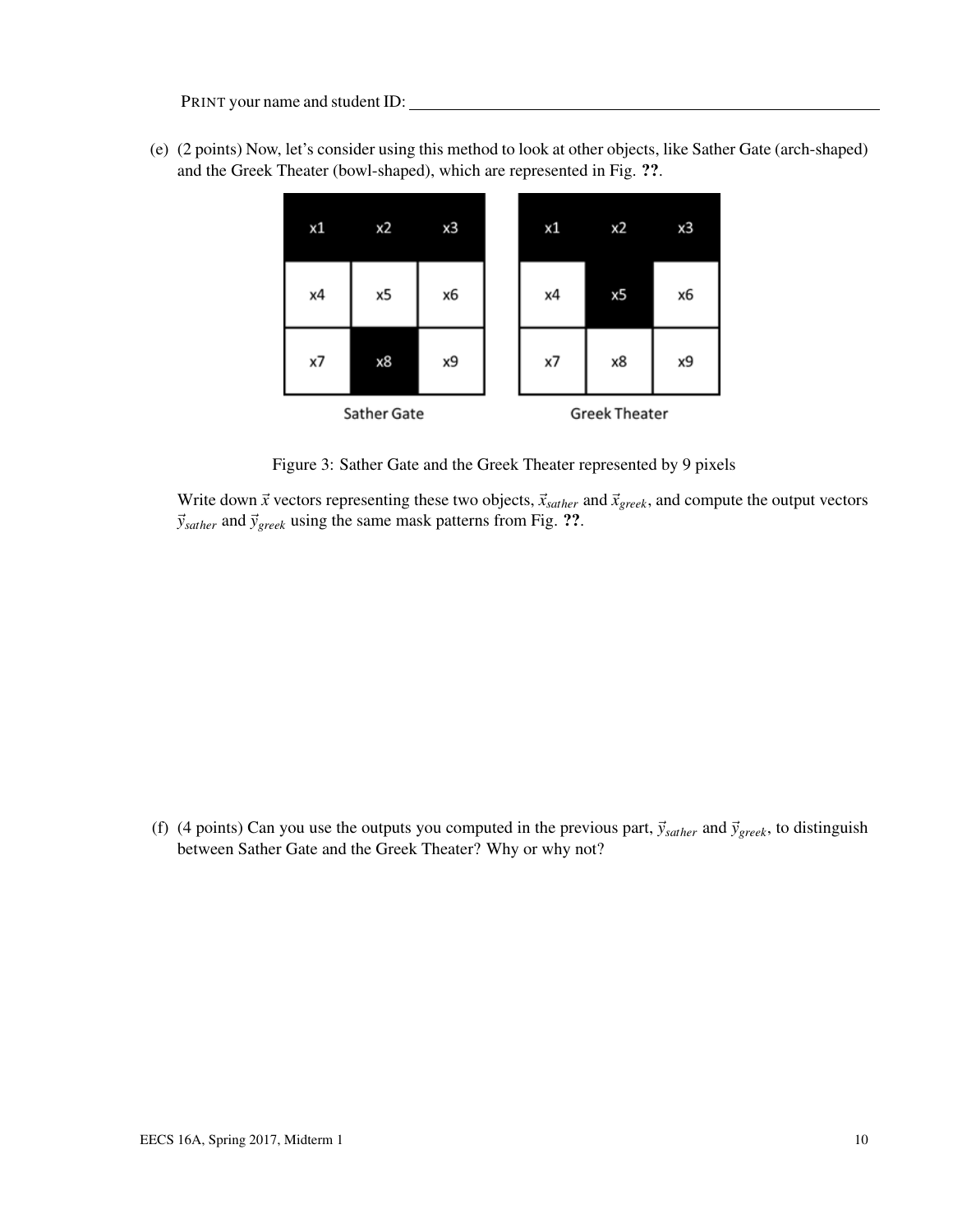(e) (2 points) Now, let's consider using this method to look at other objects, like Sather Gate (arch-shaped) and the Greek Theater (bowl-shaped), which are represented in Fig. **??**.

| x1 | x2 | x3 |
|---|---|---|
| x4 | x5 | x6 |
| x7 | x8 | x9 |

Sather Gate

| x1 | x2 | x3 |
|---|---|---|
| x4 | x5 | x6 |
| x7 | x8 | x9 |

Greek Theater

Figure 3: Sather Gate and the Greek Theater represented by 9 pixels

Write down $\vec{x}$ vectors representing these two objects, $\vec{x}_{sather}$ and $\vec{x}_{greek}$, and compute the output vectors $\vec{y}_{sather}$ and $\vec{y}_{greek}$ using the same mask patterns from Fig. **??**.

(f) (4 points) Can you use the outputs you computed in the previous part, $\vec{y}_{sather}$ and $\vec{y}_{greek}$, to distinguish between Sather Gate and the Greek Theater? Why or why not?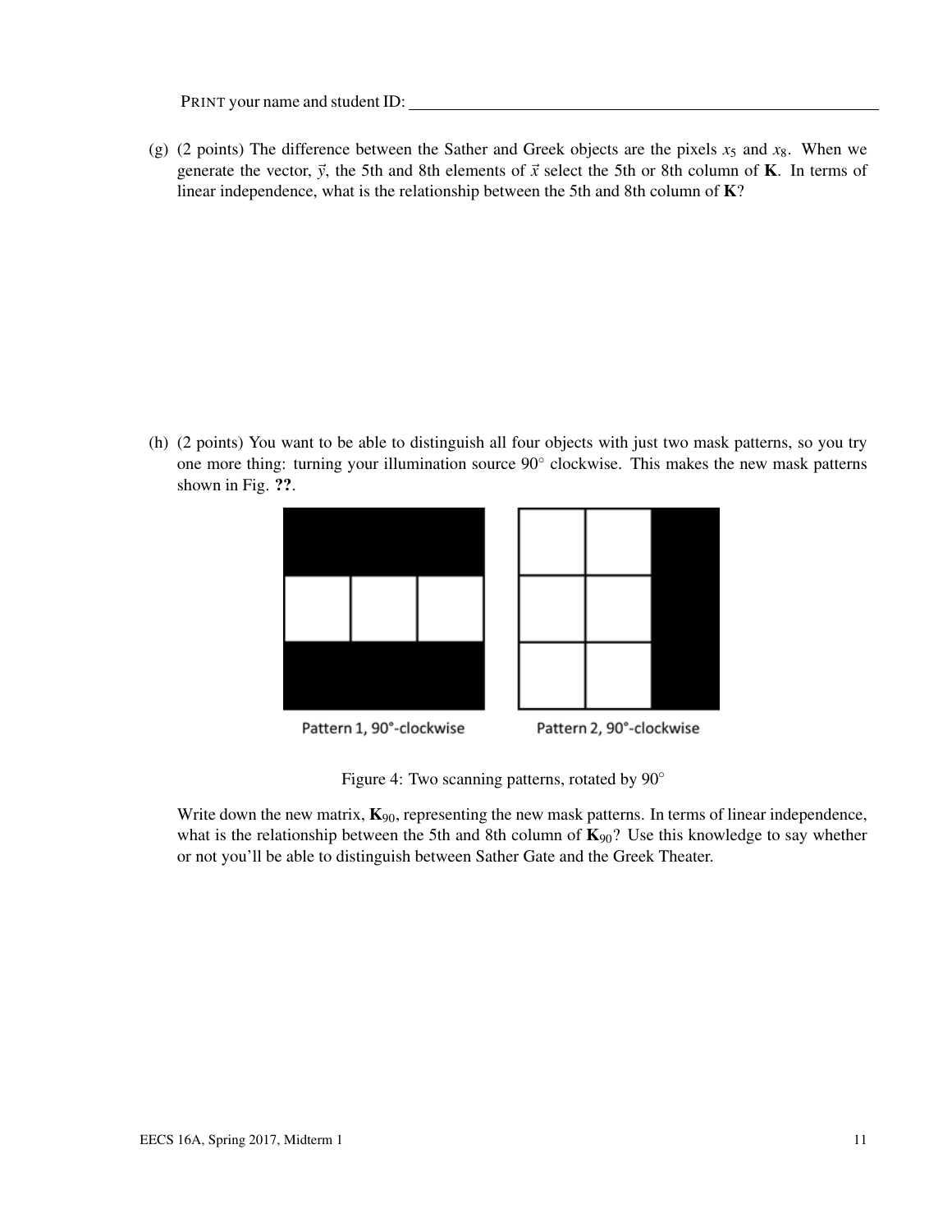PRINT your name and student ID: \_\_\_\_\_\_\_\_\_\_\_\_\_\_\_\_\_\_\_\_\_\_\_\_\_\_\_\_\_\_\_\_\_\_\_\_\_\_\_\_

(g) (2 points) The difference between the Sather and Greek objects are the pixels $x_5$ and $x_8$. When we generate the vector, $\vec{y}$, the 5th and 8th elements of $\vec{x}$ select the 5th or 8th column of $\mathbf{K}$. In terms of linear independence, what is the relationship between the 5th and 8th column of $\mathbf{K}$?

(h) (2 points) You want to be able to distinguish all four objects with just two mask patterns, so you try one more thing: turning your illumination source 90° clockwise. This makes the new mask patterns shown in Fig. **??**.

Pattern 1, 90°-clockwise

Pattern 2, 90°-clockwise

Figure 4: Two scanning patterns, rotated by 90°

Write down the new matrix, $\mathbf{K}_{90}$, representing the new mask patterns. In terms of linear independence, what is the relationship between the 5th and 8th column of $\mathbf{K}_{90}$? Use this knowledge to say whether or not you'll be able to distinguish between Sather Gate and the Greek Theater.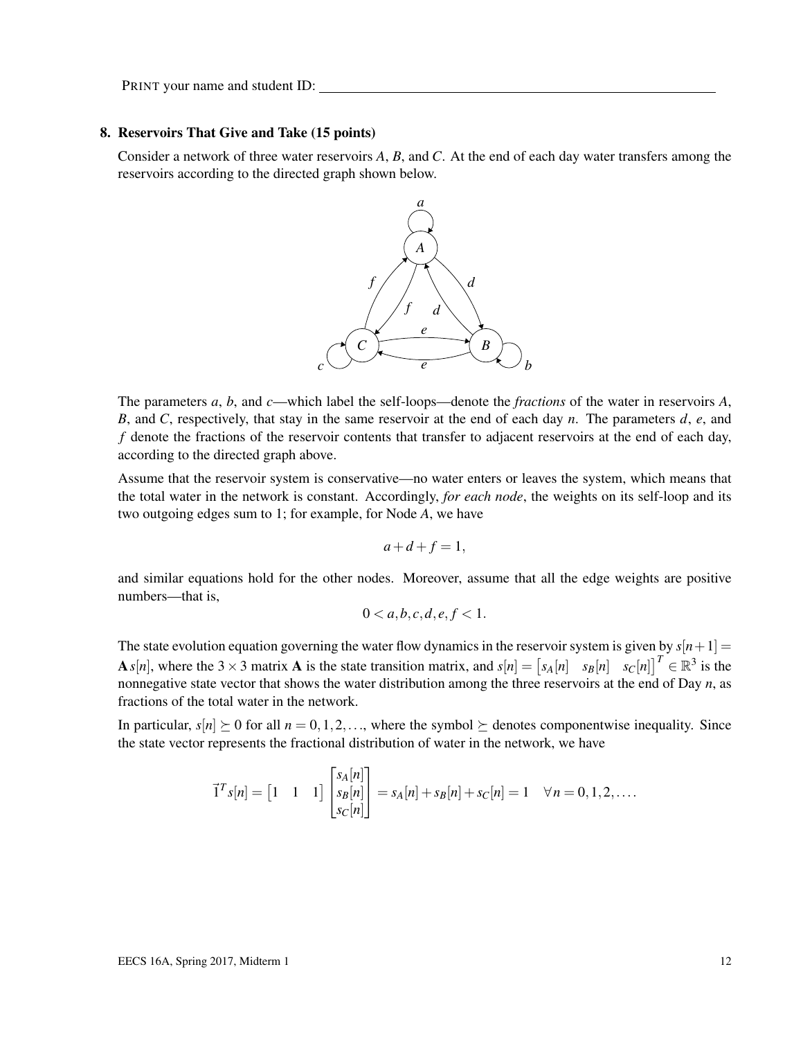PRINT your name and student ID: ____________________

### 8. Reservoirs That Give and Take (15 points)

Consider a network of three water reservoirs $A$, $B$, and $C$. At the end of each day water transfers among the reservoirs according to the directed graph shown below.

The parameters $a$, $b$, and $c$—which label the self-loops—denote the *fractions* of the water in reservoirs $A$, $B$, and $C$, respectively, that stay in the same reservoir at the end of each day $n$. The parameters $d$, $e$, and $f$ denote the fractions of the reservoir contents that transfer to adjacent reservoirs at the end of each day, according to the directed graph above.

Assume that the reservoir system is conservative—no water enters or leaves the system, which means that the total water in the network is constant. Accordingly, *for each node*, the weights on its self-loop and its two outgoing edges sum to 1; for example, for Node $A$, we have

$$a + d + f = 1,$$

and similar equations hold for the other nodes. Moreover, assume that all the edge weights are positive numbers—that is,

$$0 < a, b, c, d, e, f < 1.$$

The state evolution equation governing the water flow dynamics in the reservoir system is given by $s[n+1] = \mathbf{A}\, s[n]$, where the $3 \times 3$ matrix $\mathbf{A}$ is the state transition matrix, and $s[n] = \begin{bmatrix} s_A[n] & s_B[n] & s_C[n] \end{bmatrix}^T \in \mathbb{R}^3$ is the nonnegative state vector that shows the water distribution among the three reservoirs at the end of Day $n$, as fractions of the total water in the network.

In particular, $s[n] \succeq 0$ for all $n = 0, 1, 2, \ldots$, where the symbol $\succeq$ denotes componentwise inequality. Since the state vector represents the fractional distribution of water in the network, we have

$$\vec{1}^T s[n] = \begin{bmatrix} 1 & 1 & 1 \end{bmatrix} \begin{bmatrix} s_A[n] \\ s_B[n] \\ s_C[n] \end{bmatrix} = s_A[n] + s_B[n] + s_C[n] = 1 \quad \forall n = 0, 1, 2, \ldots.$$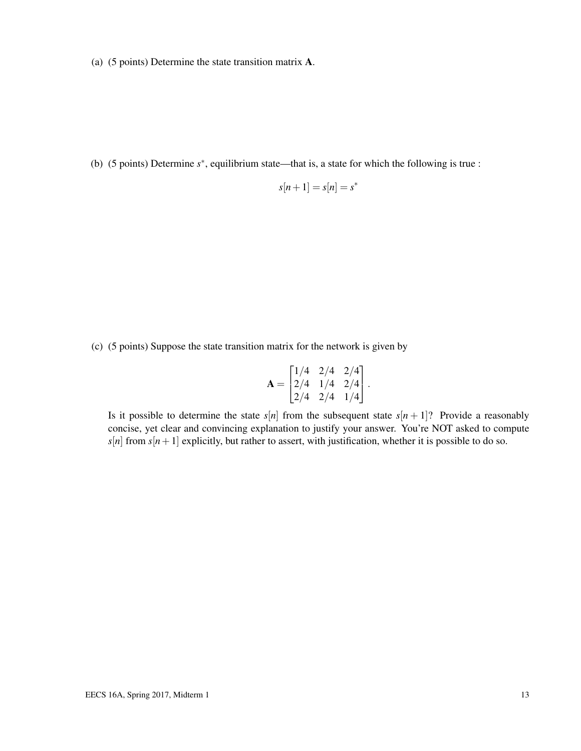(a) (5 points) Determine the state transition matrix **A**.

(b) (5 points) Determine $s^*$, equilibrium state—that is, a state for which the following is true :

$$s[n+1] = s[n] = s^*$$

(c) (5 points) Suppose the state transition matrix for the network is given by

$$\mathbf{A} = \begin{bmatrix} 1/4 & 2/4 & 2/4 \\ 2/4 & 1/4 & 2/4 \\ 2/4 & 2/4 & 1/4 \end{bmatrix}.$$

Is it possible to determine the state $s[n]$ from the subsequent state $s[n+1]$? Provide a reasonably concise, yet clear and convincing explanation to justify your answer. You're NOT asked to compute $s[n]$ from $s[n+1]$ explicitly, but rather to assert, with justification, whether it is possible to do so.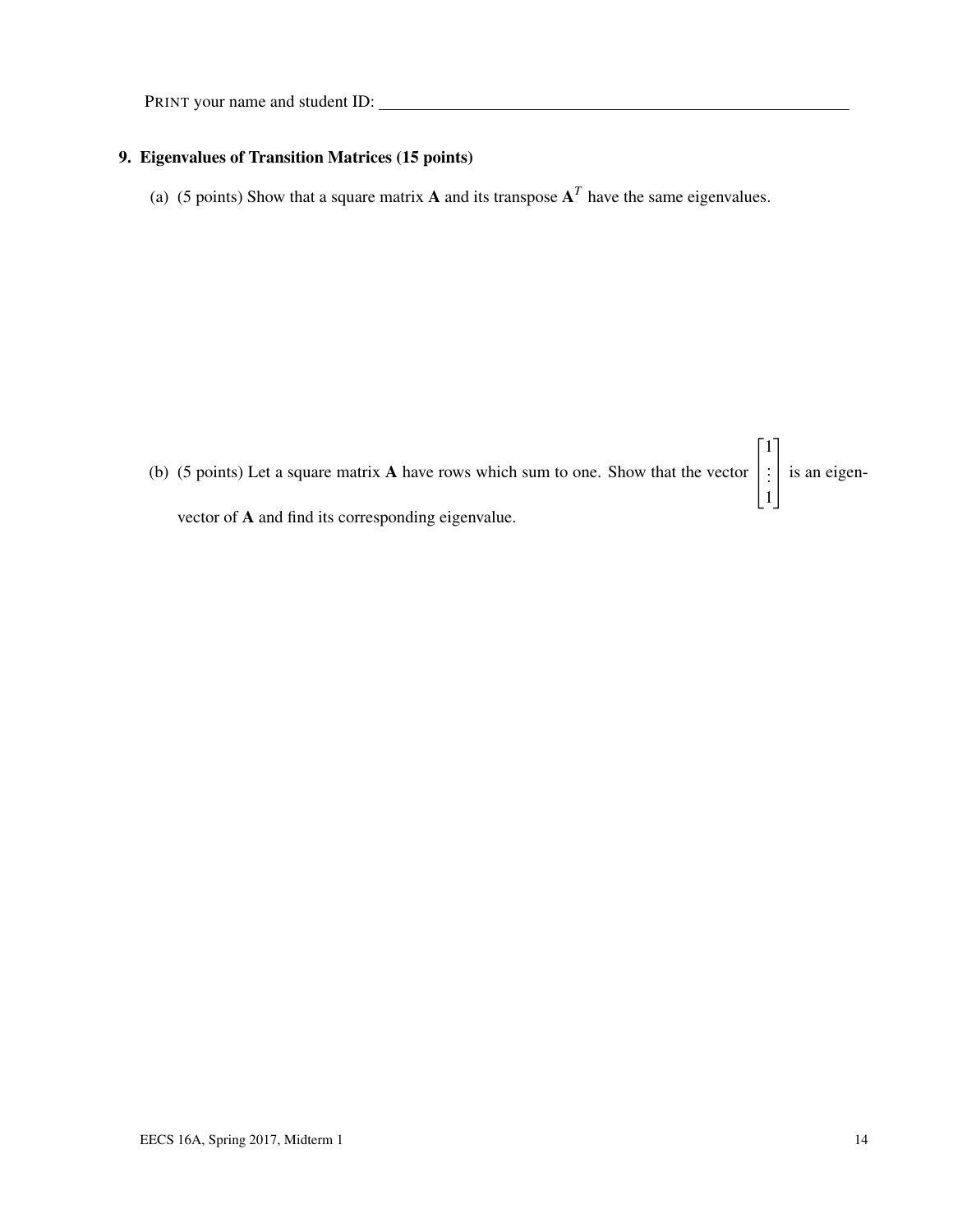PRINT your name and student ID: ______________________________

**9. Eigenvalues of Transition Matrices (15 points)**

(a) (5 points) Show that a square matrix $\mathbf{A}$ and its transpose $\mathbf{A}^T$ have the same eigenvalues.

(b) (5 points) Let a square matrix $\mathbf{A}$ have rows which sum to one. Show that the vector $\begin{bmatrix} 1 \\ \vdots \\ 1 \end{bmatrix}$ is an eigenvector of $\mathbf{A}$ and find its corresponding eigenvalue.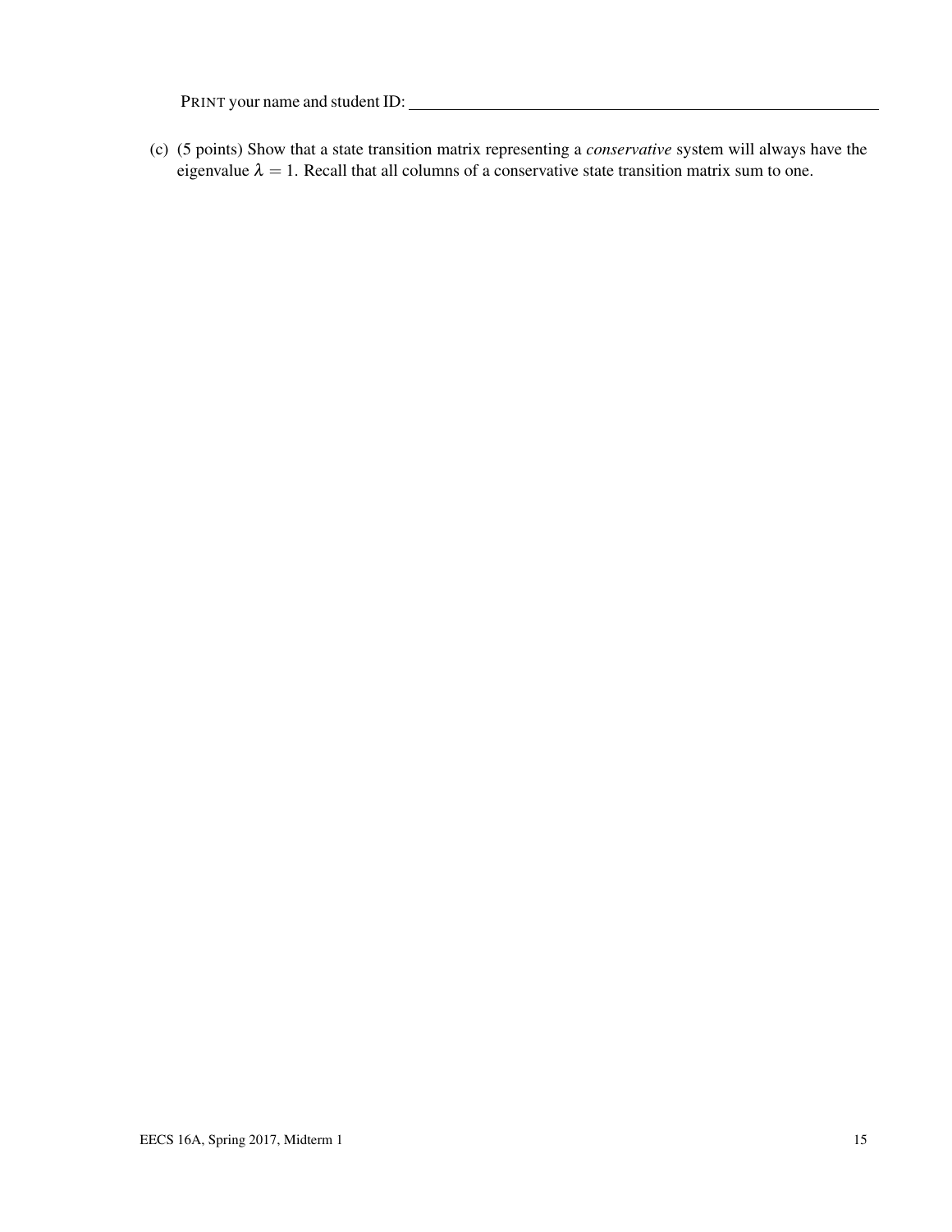PRINT your name and student ID: ____________________

(c) (5 points) Show that a state transition matrix representing a *conservative* system will always have the eigenvalue $\lambda = 1$. Recall that all columns of a conservative state transition matrix sum to one.